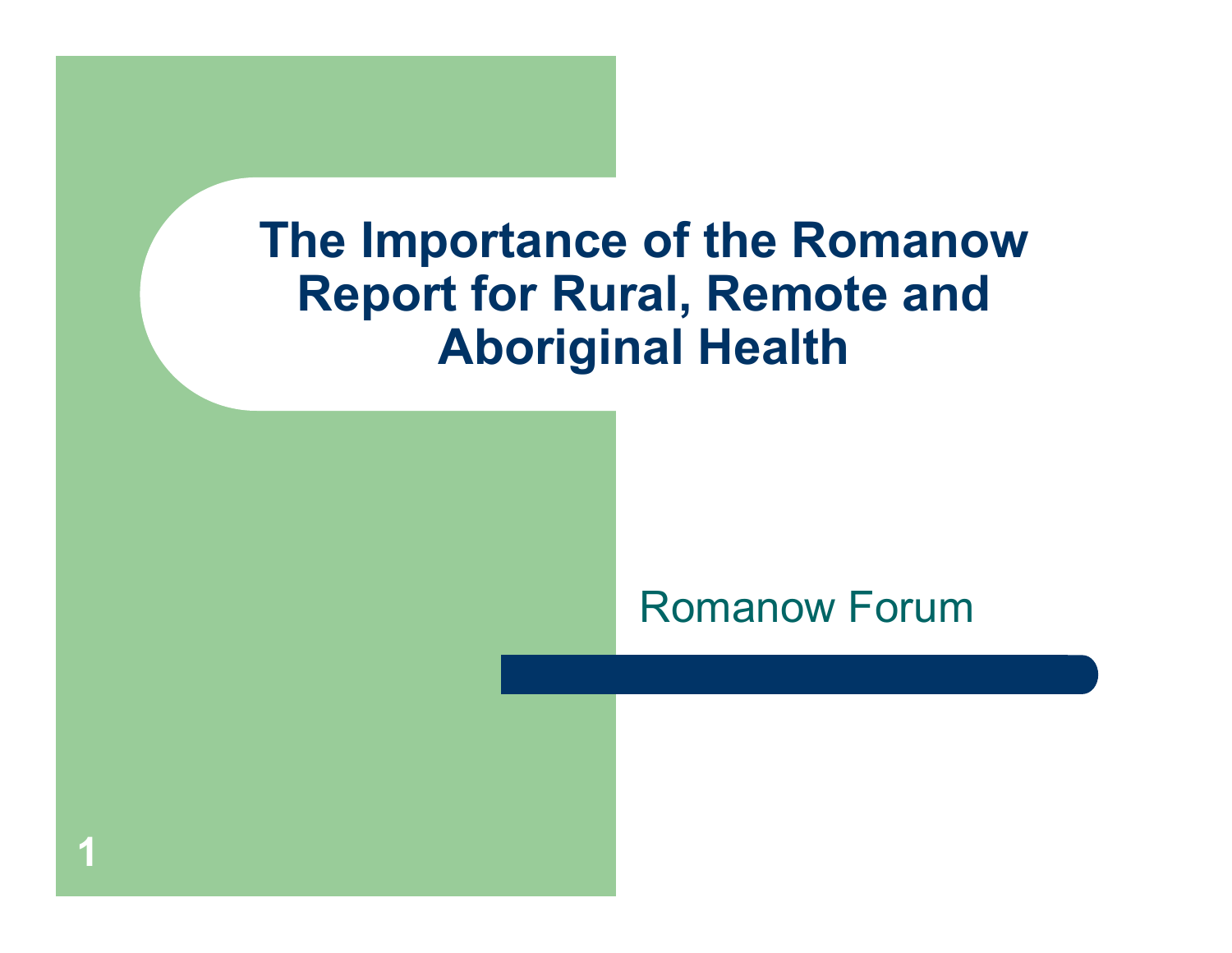# The Importance of the Romanow Report for Rural, Remote and Aboriginal Health

Romanow Forum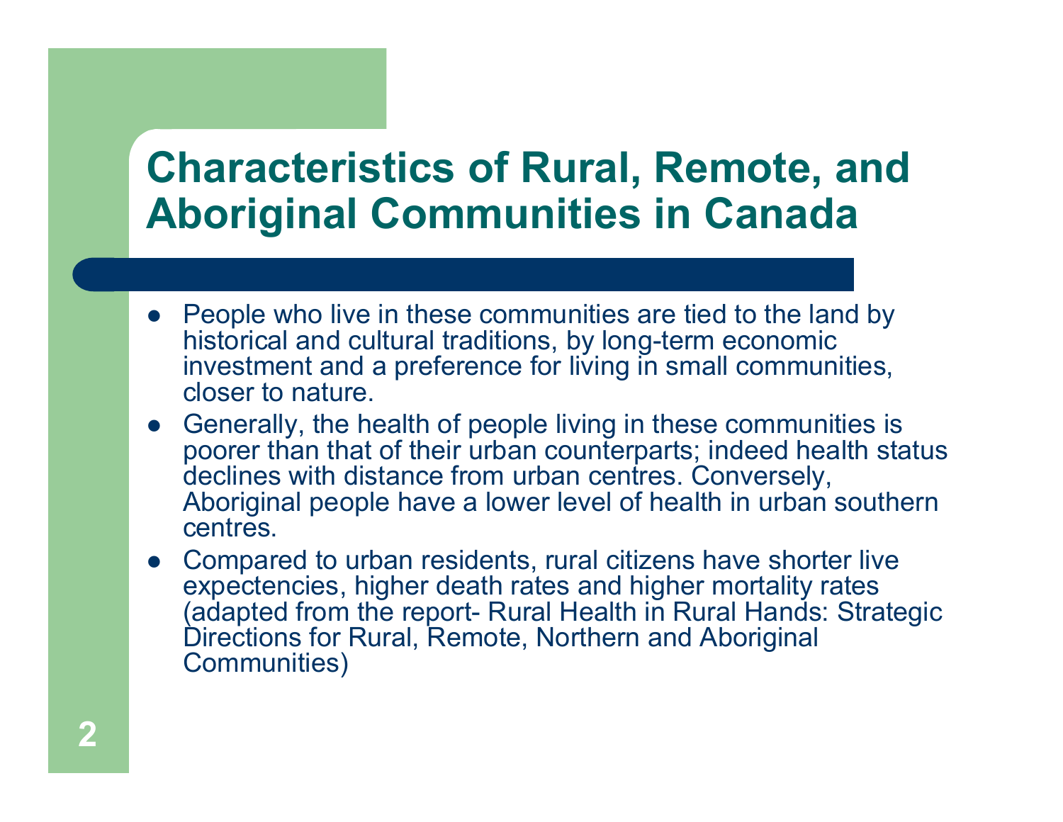# Characteristics of Rural, Remote, and Aboriginal Communities in Canada

- People who live in these communities are tied to the land by historical and cultural traditions, by long-term economic investment and a preference for living in small communities, closer to nature.
- Generally, the health of people living in these communities is poorer than that of their urban counterparts; indeed health status declines with distance from urban centres. Conversely, Aboriginal people have a lower level of health in urban southern centres.
- Compared to urban residents, rural citizens have shorter live expectencies, higher death rates and higher mortality rates (adapted from the report- Rural Health in Rural Hands: Strategic Directions for Rural, Remote, Northern and Aboriginal Communities)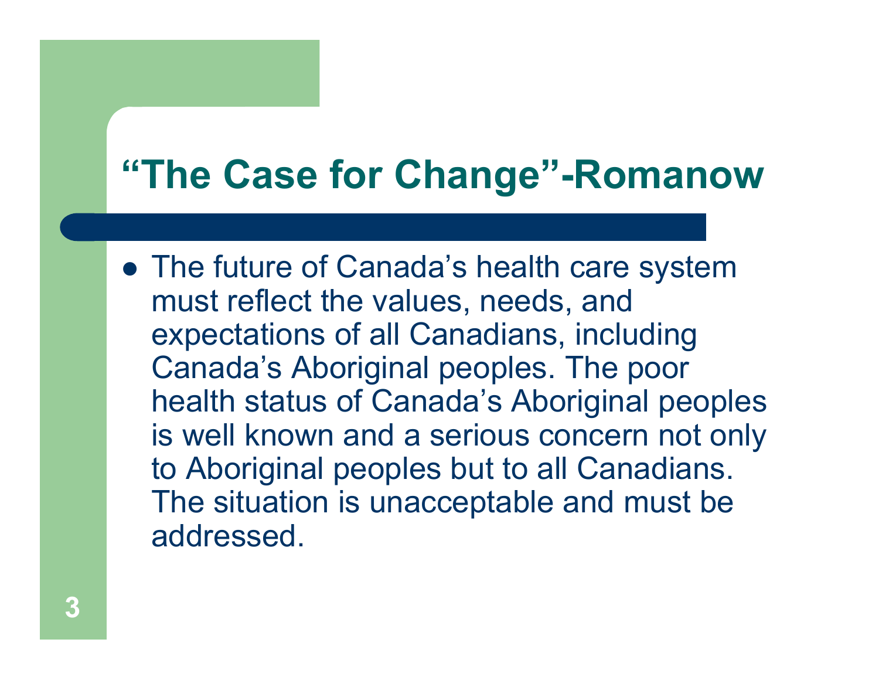# "The Case for Change"-Romanow

- The future of Canada's health care system must reflect the values, needs, and expectations of all Canadians, including Canada's Aboriginal peoples. The poor health status of Canada's Aboriginal peoples is well known and a serious concern not only to Aboriginal peoples but to all Canadians. The situation is unacceptable and must be addressed.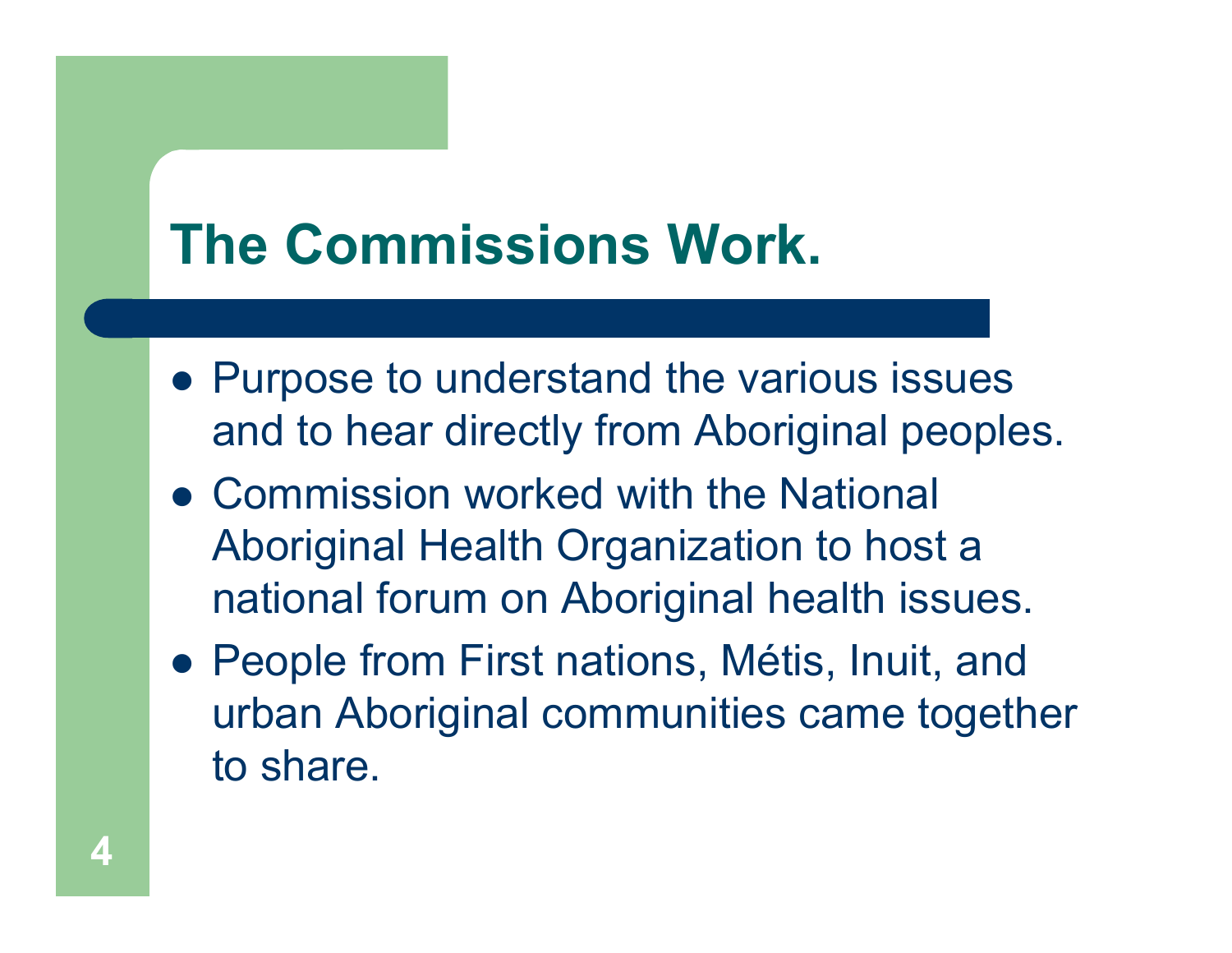# The Commissions Work.

- Purpose to understand the various issues and to hear directly from Aboriginal peoples.
- Commission worked with the National Aboriginal Health Organization to host a national forum on Aboriginal health issues.
- People from First nations, Métis, Inuit, and urban Aboriginal communities came together to share.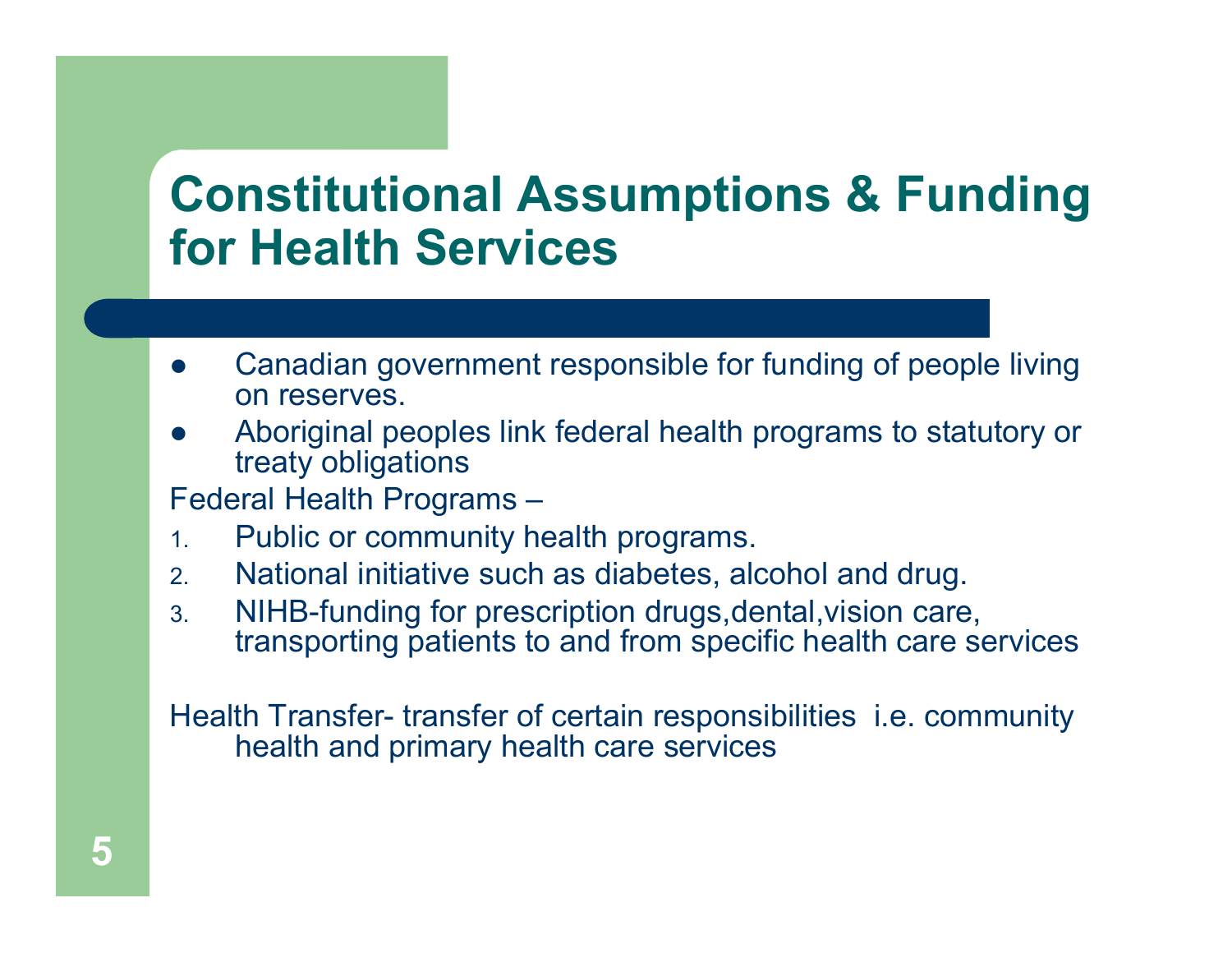# Constitutional Assumptions & Funding for Health Services

- Canadian government responsible for funding of people living on reserves.
- Aboriginal peoples link federal health programs to statutory or treaty obligations

Federal Health Programs –

1. Public or community health programs.
2. National initiative such as diabetes, alcohol and drug.
3. NIHB-funding for prescription drugs,dental,vision care, transporting patients to and from specific health care services

Health Transfer- transfer of certain responsibilities i.e. community health and primary health care services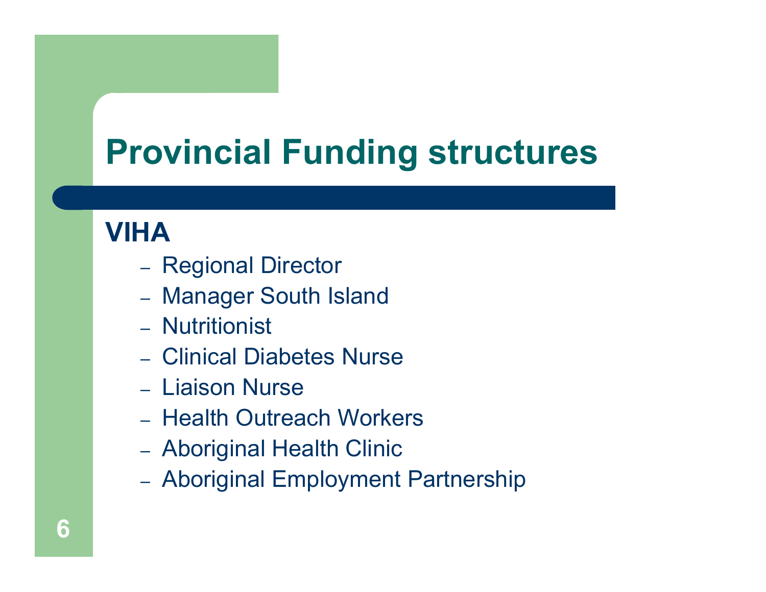# Provincial Funding structures

## VIHA

- Regional Director
- Manager South Island
- Nutritionist
- Clinical Diabetes Nurse
- Liaison Nurse
- Health Outreach Workers
- Aboriginal Health Clinic
- Aboriginal Employment Partnership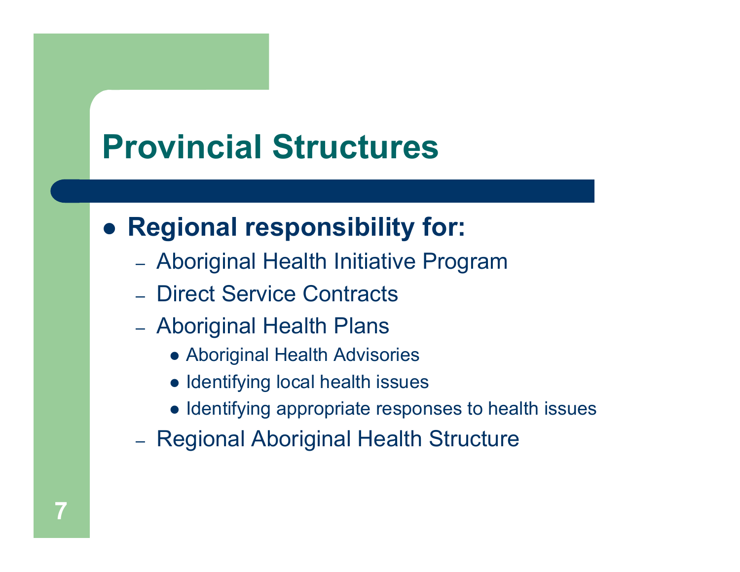# Provincial Structures

- **Regional responsibility for:**
  - Aboriginal Health Initiative Program
  - Direct Service Contracts
  - Aboriginal Health Plans
    - Aboriginal Health Advisories
    - Identifying local health issues
    - Identifying appropriate responses to health issues
  - Regional Aboriginal Health Structure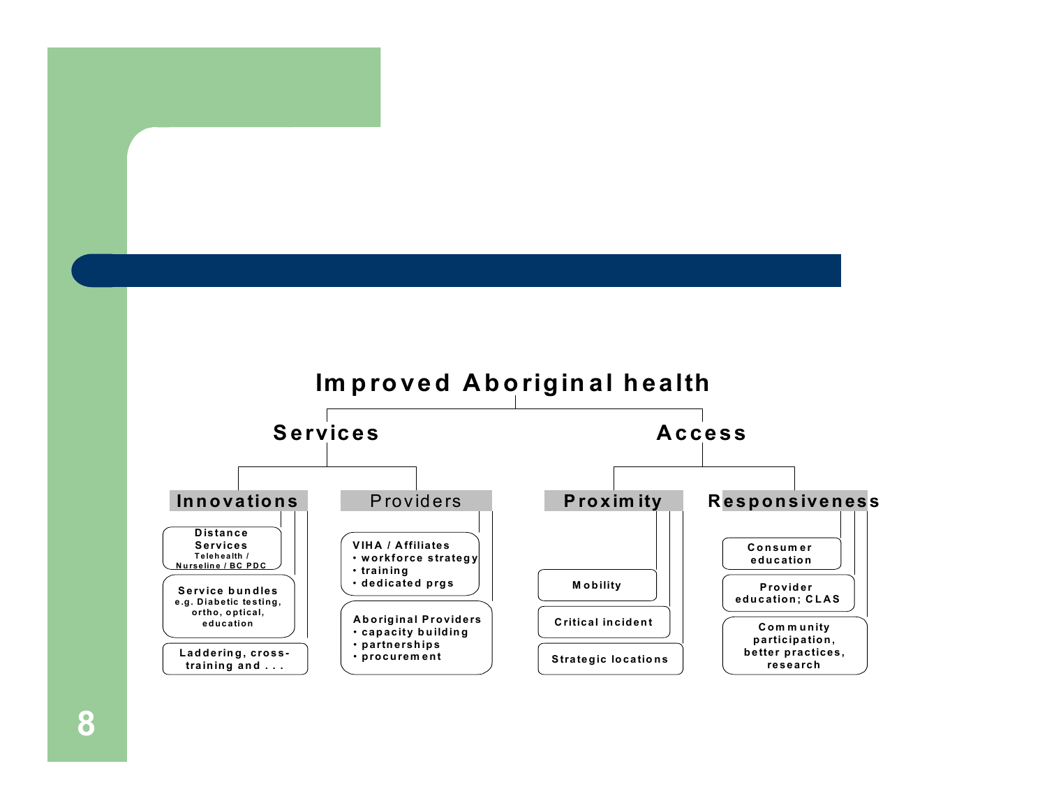# Improved Aboriginal health

## Services

### Innovations

- Distance Services
  - Telehealth / Nurseline / BC PDC
- Service bundles
  - e.g. Diabetic testing, ortho, optical, education
- Laddering, cross-training and . . .

### Providers

- VIHA / Affiliates
  - workforce strategy
  - training
  - dedicated prgs
- Aboriginal Providers
  - capacity building
  - partnerships
  - procurement

## Access

### Proximity

- Mobility
- Critical incident
- Strategic locations

### Responsiveness

- Consumer education
- Provider education; CLAS
- Community participation, better practices, research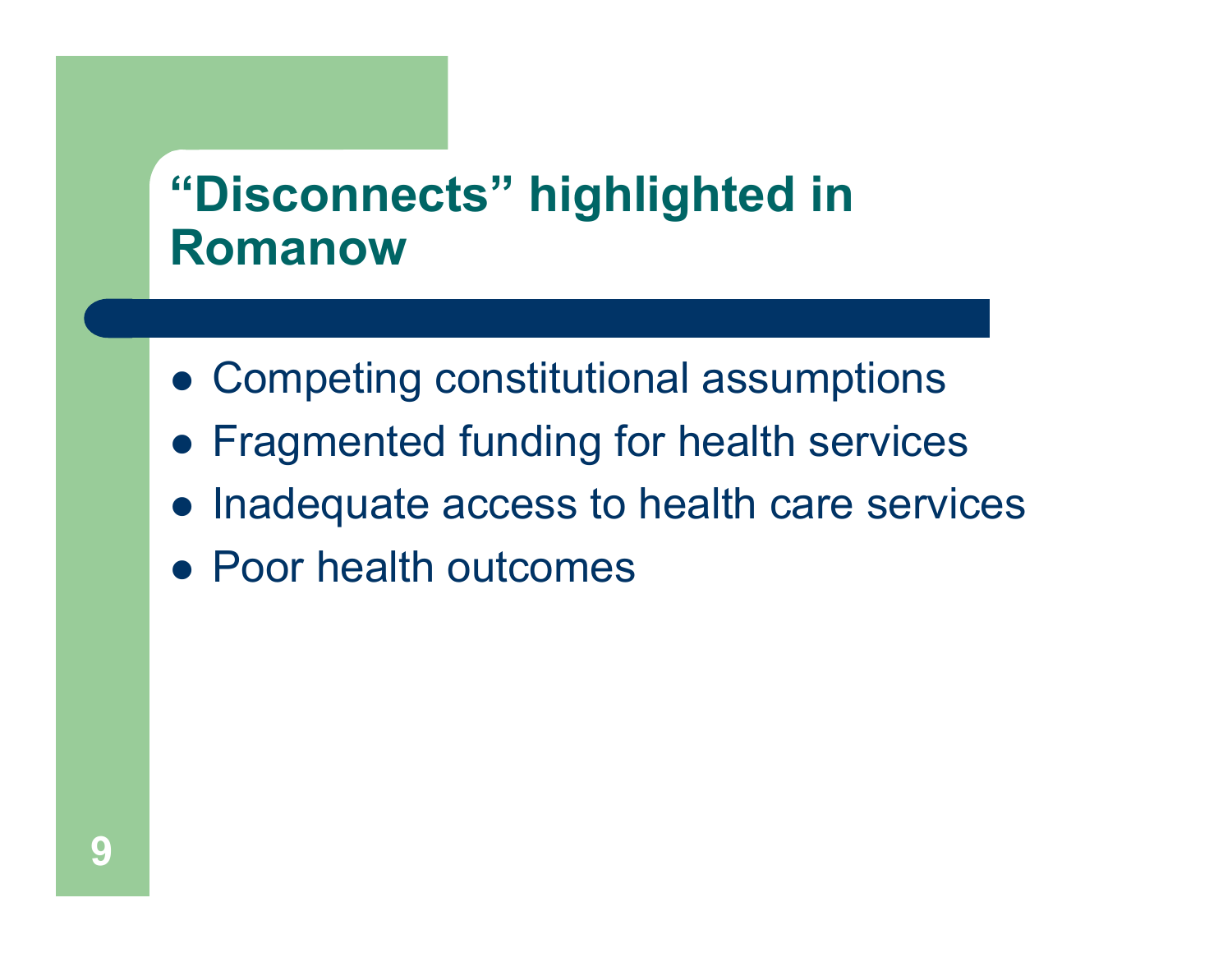# "Disconnects" highlighted in Romanow

- Competing constitutional assumptions
- Fragmented funding for health services
- Inadequate access to health care services
- Poor health outcomes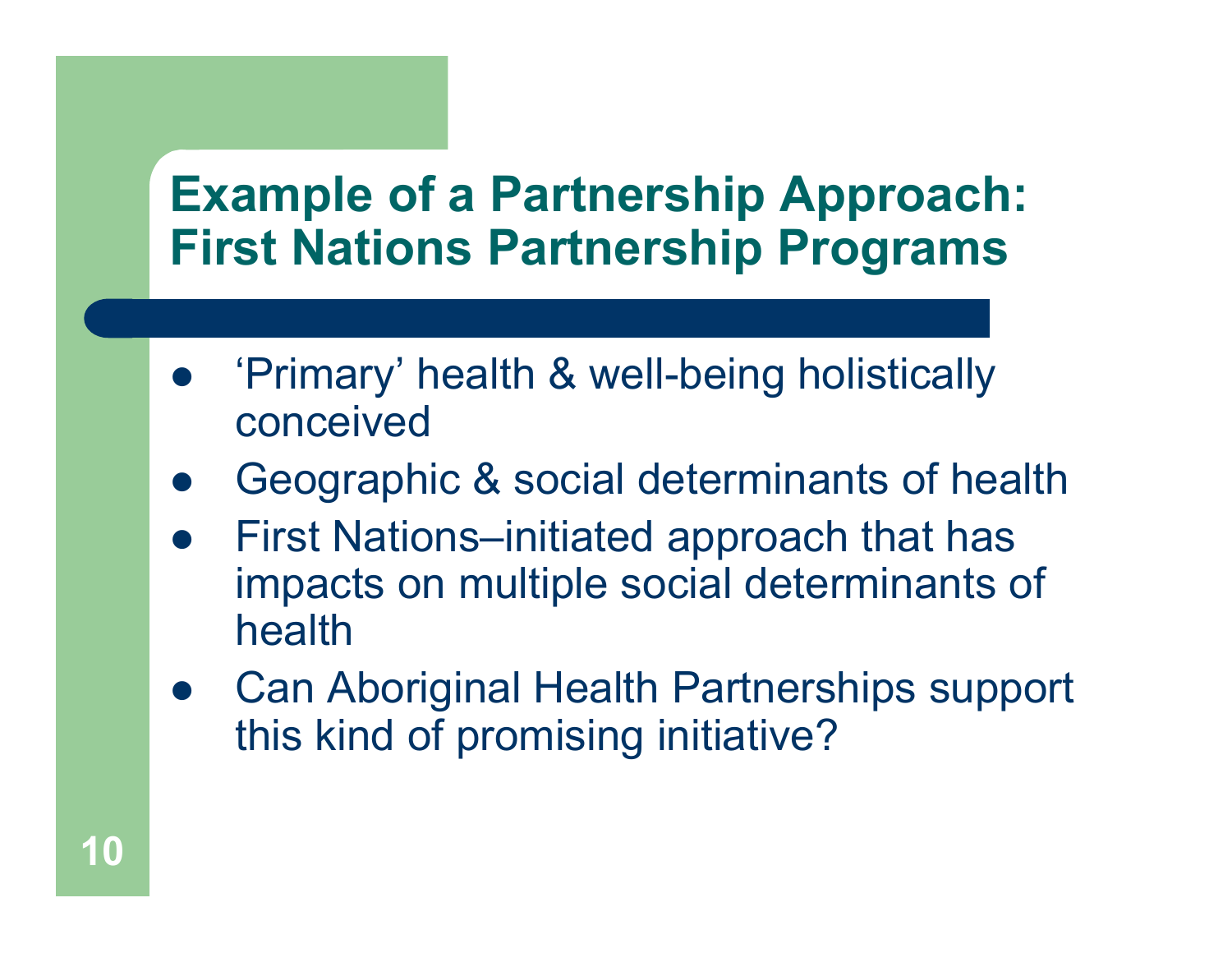# Example of a Partnership Approach: First Nations Partnership Programs

- ‘Primary’ health & well-being holistically conceived
- Geographic & social determinants of health
- First Nations–initiated approach that has impacts on multiple social determinants of health
- Can Aboriginal Health Partnerships support this kind of promising initiative?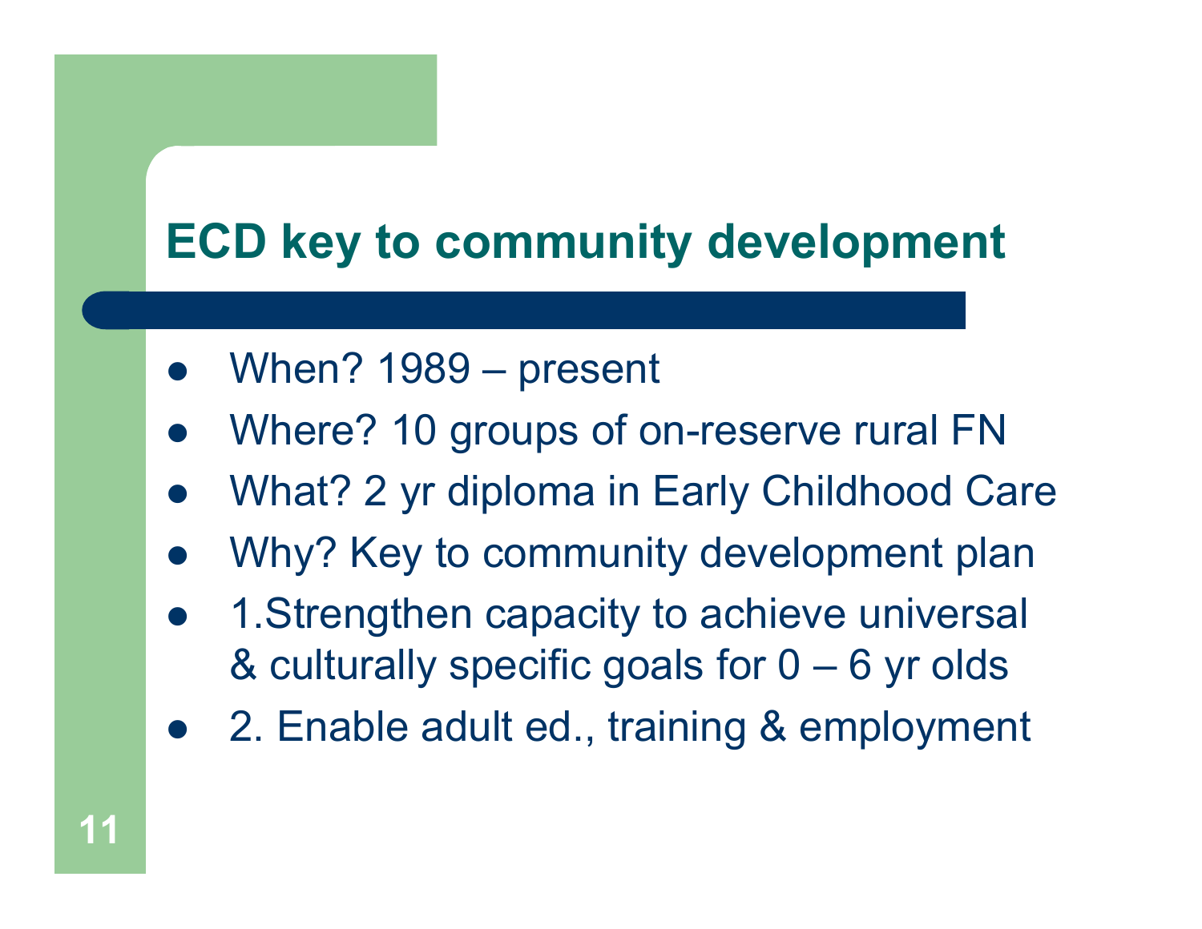# ECD key to community development

- When? 1989 – present
- Where? 10 groups of on-reserve rural FN
- What? 2 yr diploma in Early Childhood Care
- Why? Key to community development plan
- 1.Strengthen capacity to achieve universal & culturally specific goals for 0 – 6 yr olds
- 2. Enable adult ed., training & employment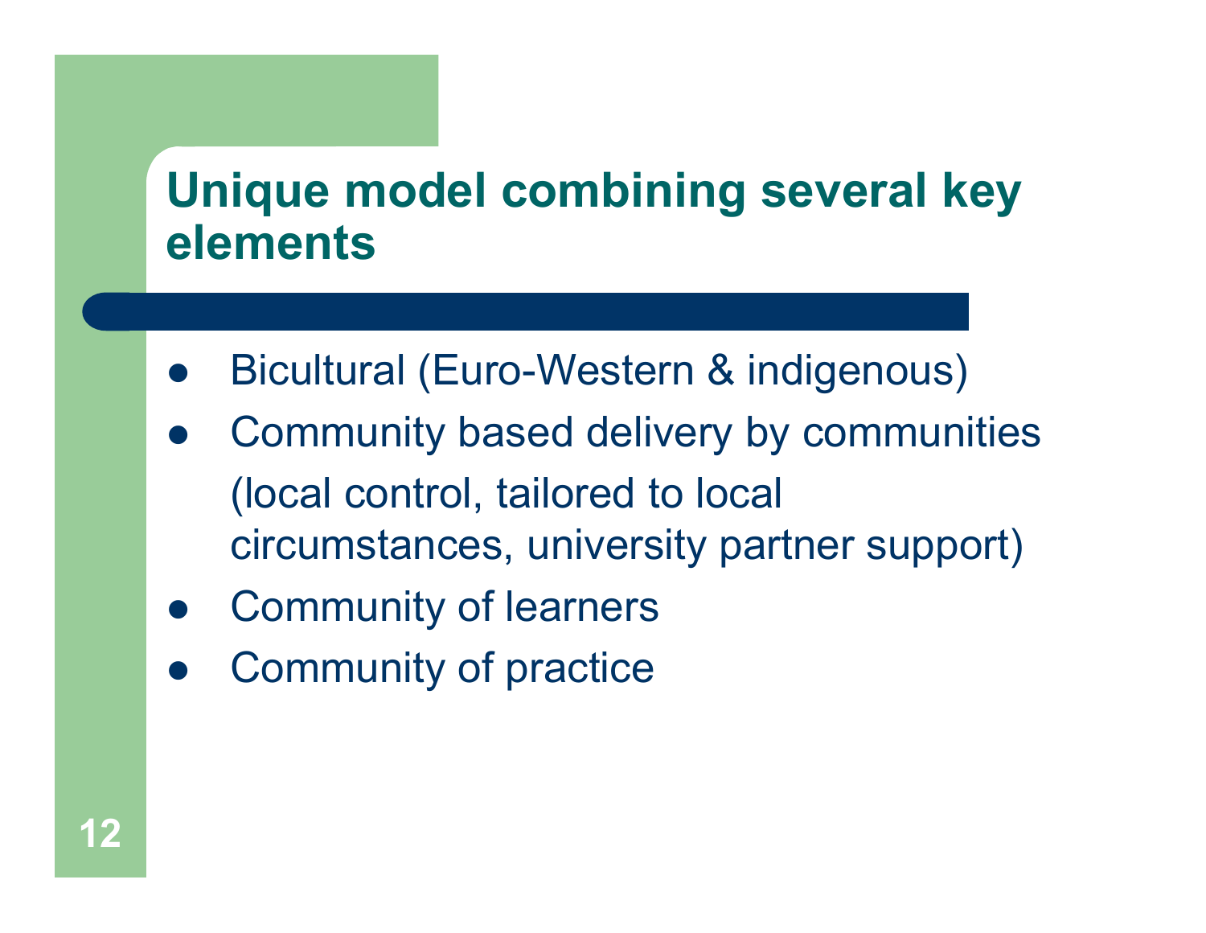# Unique model combining several key elements

- Bicultural (Euro-Western & indigenous)
- Community based delivery by communities (local control, tailored to local circumstances, university partner support)
- Community of learners
- Community of practice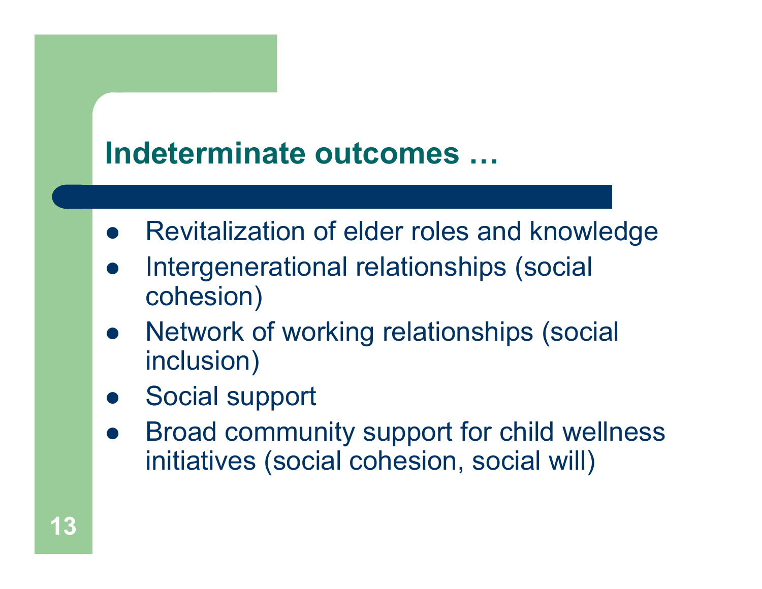## Indeterminate outcomes …

- Revitalization of elder roles and knowledge
- Intergenerational relationships (social cohesion)
- Network of working relationships (social inclusion)
- Social support
- Broad community support for child wellness initiatives (social cohesion, social will)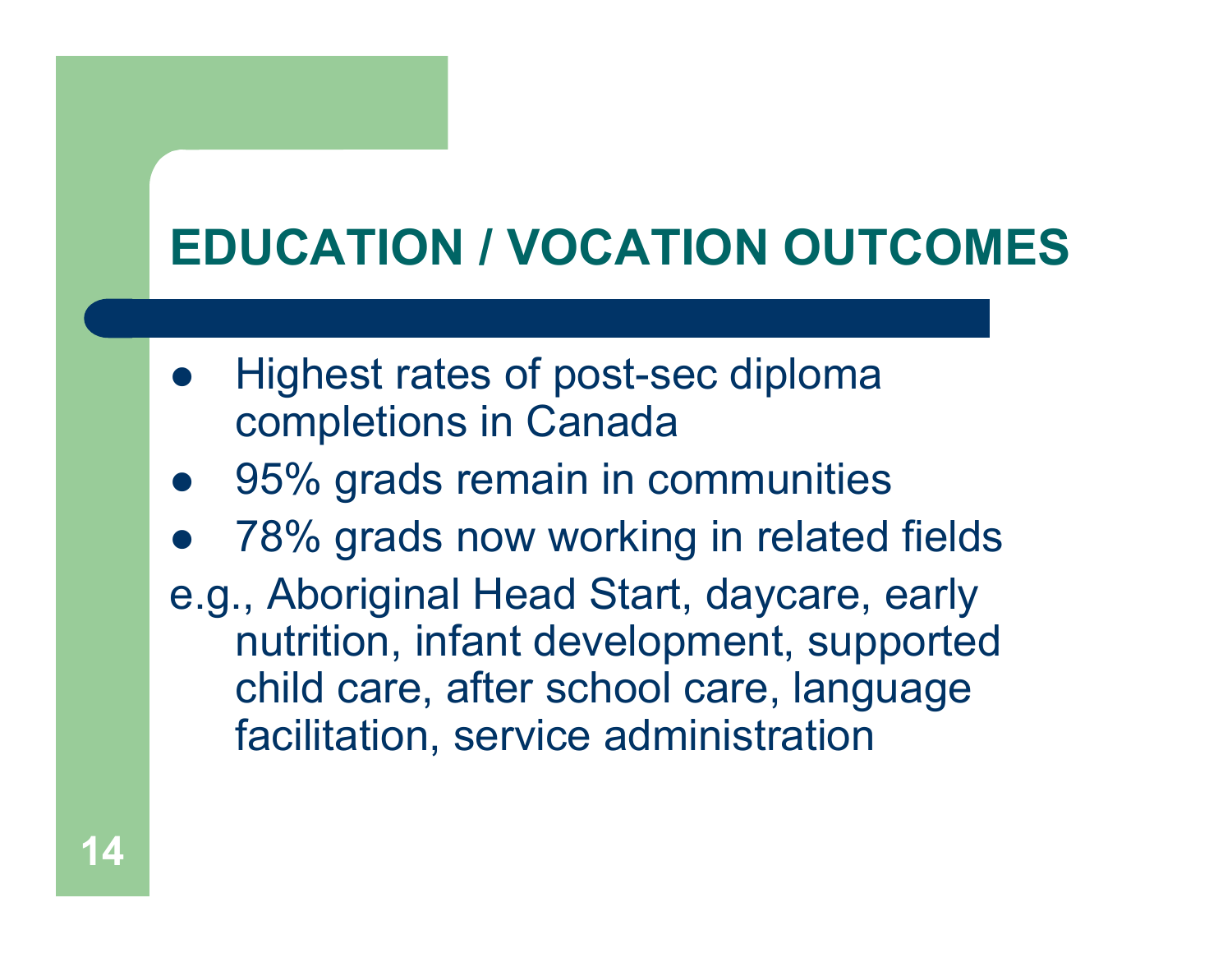# EDUCATION / VOCATION OUTCOMES

- Highest rates of post-sec diploma completions in Canada
- 95% grads remain in communities
- 78% grads now working in related fields

e.g., Aboriginal Head Start, daycare, early nutrition, infant development, supported child care, after school care, language facilitation, service administration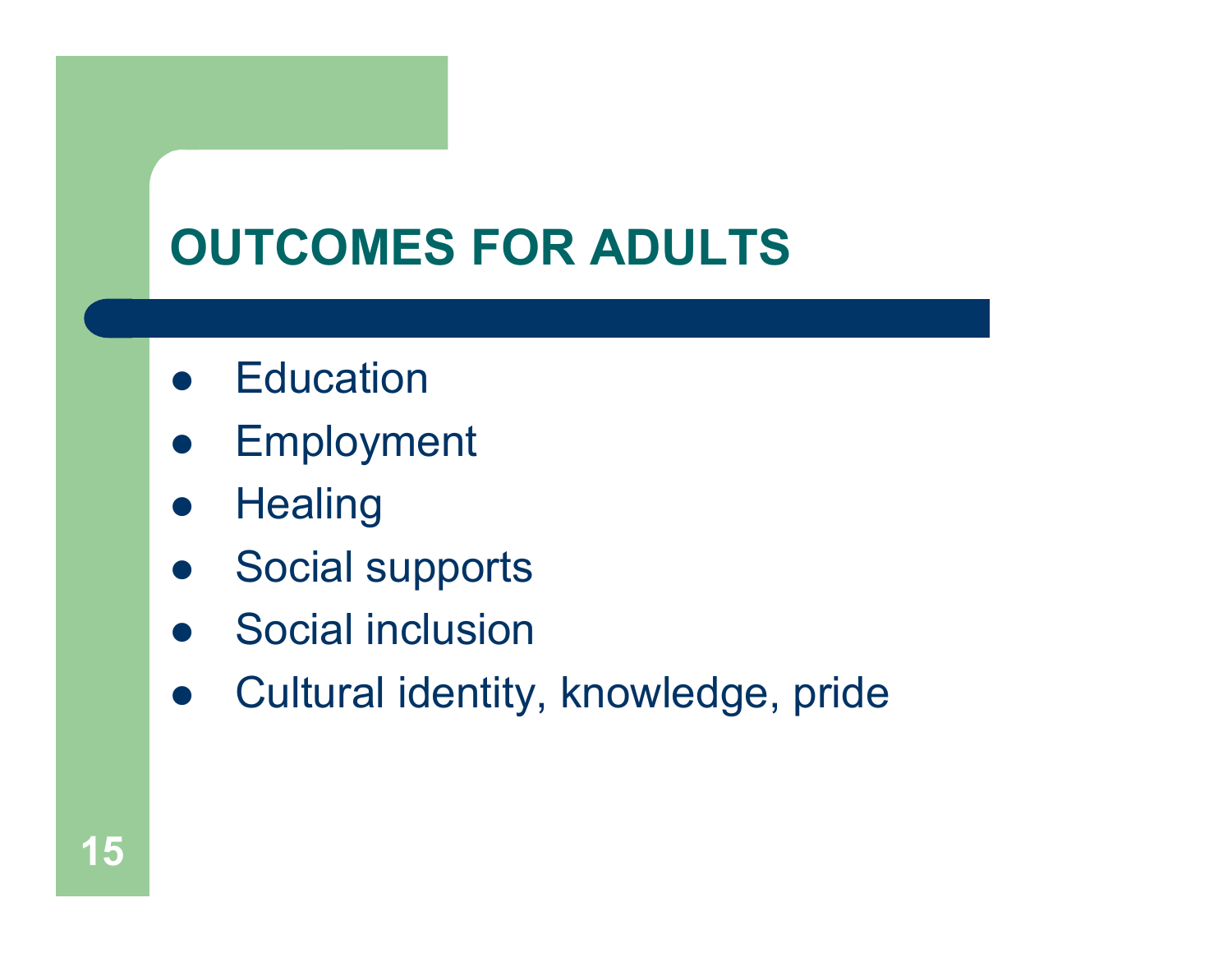# OUTCOMES FOR ADULTS

- Education
- Employment
- Healing
- Social supports
- Social inclusion
- Cultural identity, knowledge, pride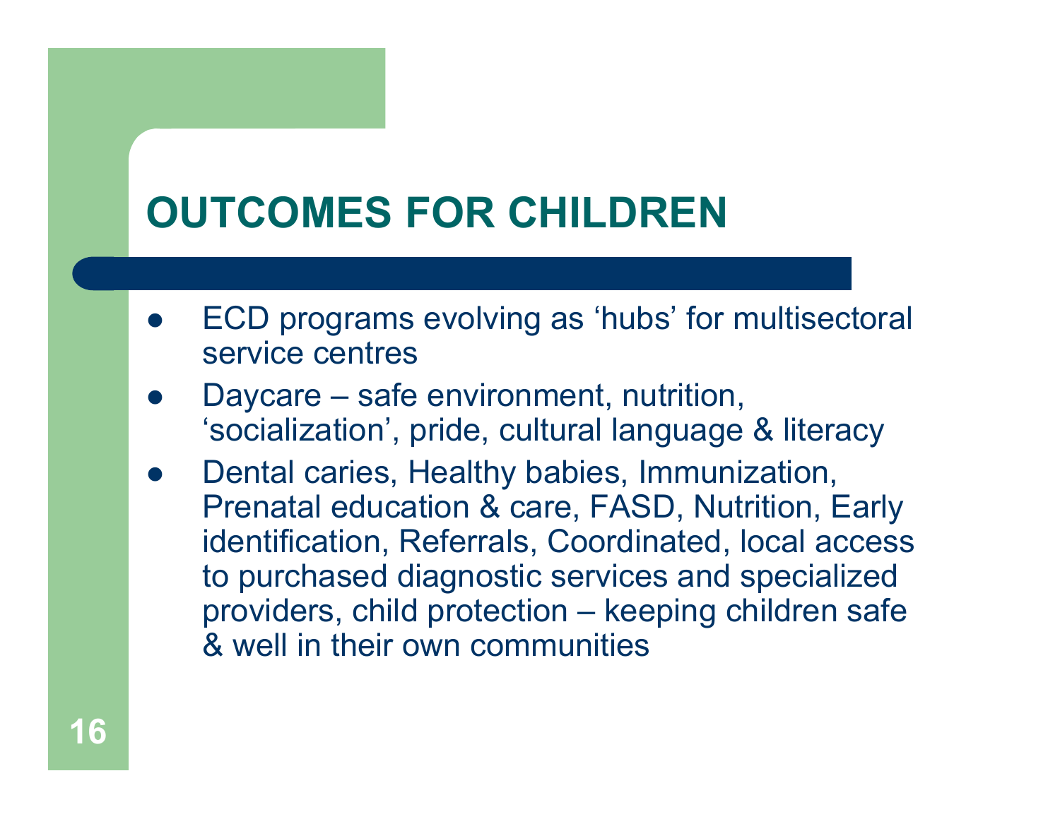# OUTCOMES FOR CHILDREN

- ECD programs evolving as 'hubs' for multisectoral service centres
- Daycare – safe environment, nutrition, 'socialization', pride, cultural language & literacy
- Dental caries, Healthy babies, Immunization, Prenatal education & care, FASD, Nutrition, Early identification, Referrals, Coordinated, local access to purchased diagnostic services and specialized providers, child protection – keeping children safe & well in their own communities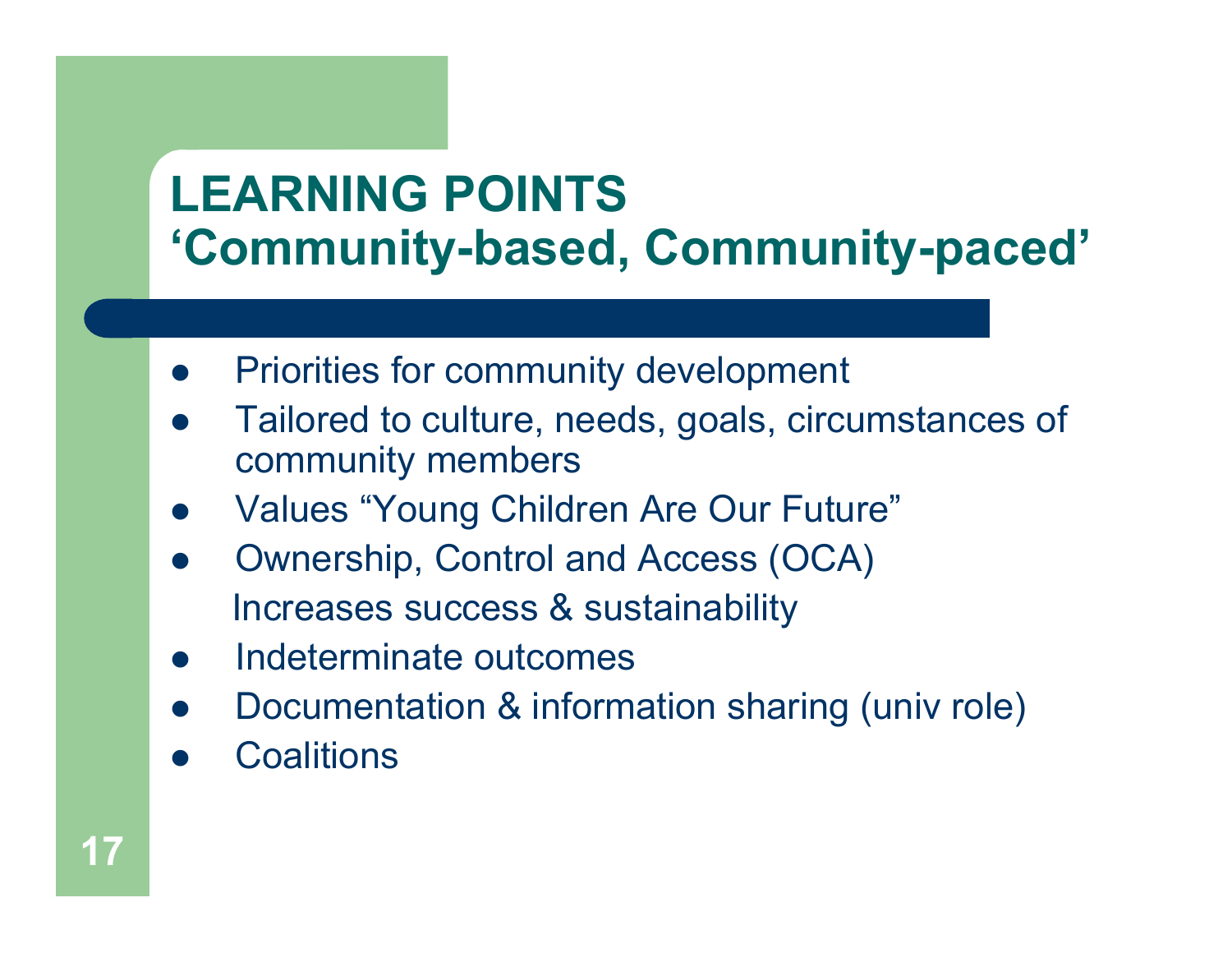# LEARNING POINTS
## 'Community-based, Community-paced'

- Priorities for community development
- Tailored to culture, needs, goals, circumstances of community members
- Values "Young Children Are Our Future"
- Ownership, Control and Access (OCA)
  Increases success & sustainability
- Indeterminate outcomes
- Documentation & information sharing (univ role)
- Coalitions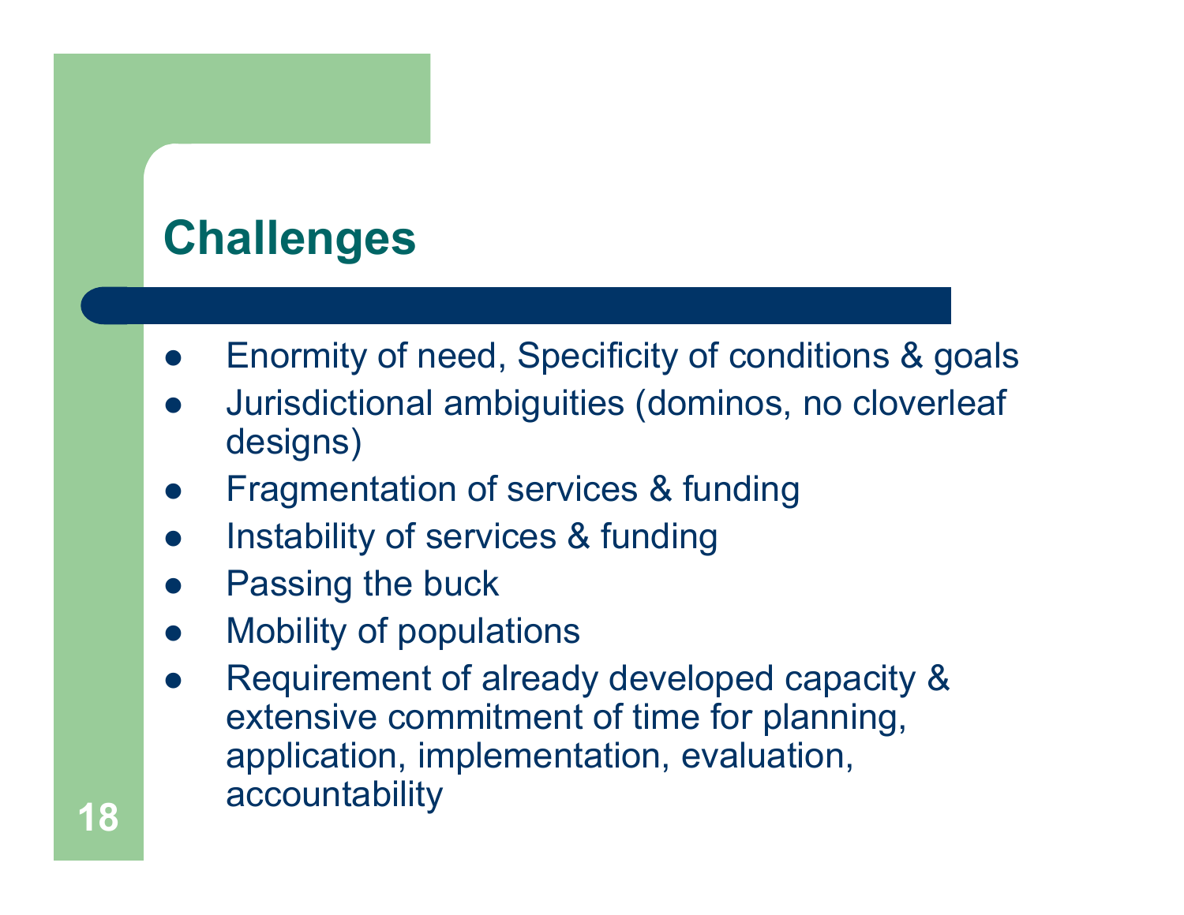# Challenges

- Enormity of need, Specificity of conditions & goals
- Jurisdictional ambiguities (dominos, no cloverleaf designs)
- Fragmentation of services & funding
- Instability of services & funding
- Passing the buck
- Mobility of populations
- Requirement of already developed capacity & extensive commitment of time for planning, application, implementation, evaluation, accountability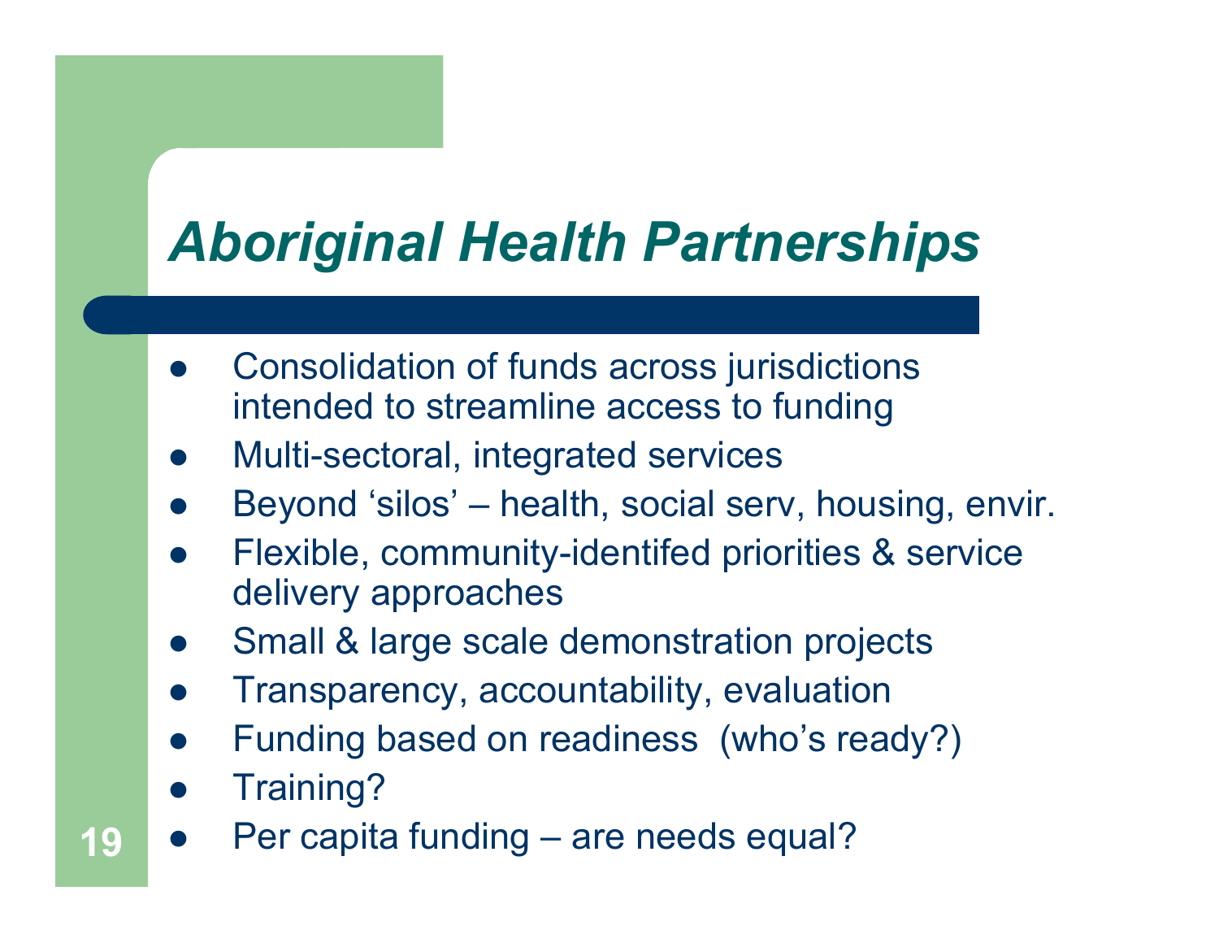# *Aboriginal Health Partnerships*

- Consolidation of funds across jurisdictions intended to streamline access to funding
- Multi-sectoral, integrated services
- Beyond 'silos' – health, social serv, housing, envir.
- Flexible, community-identifed priorities & service delivery approaches
- Small & large scale demonstration projects
- Transparency, accountability, evaluation
- Funding based on readiness (who's ready?)
- Training?
- Per capita funding – are needs equal?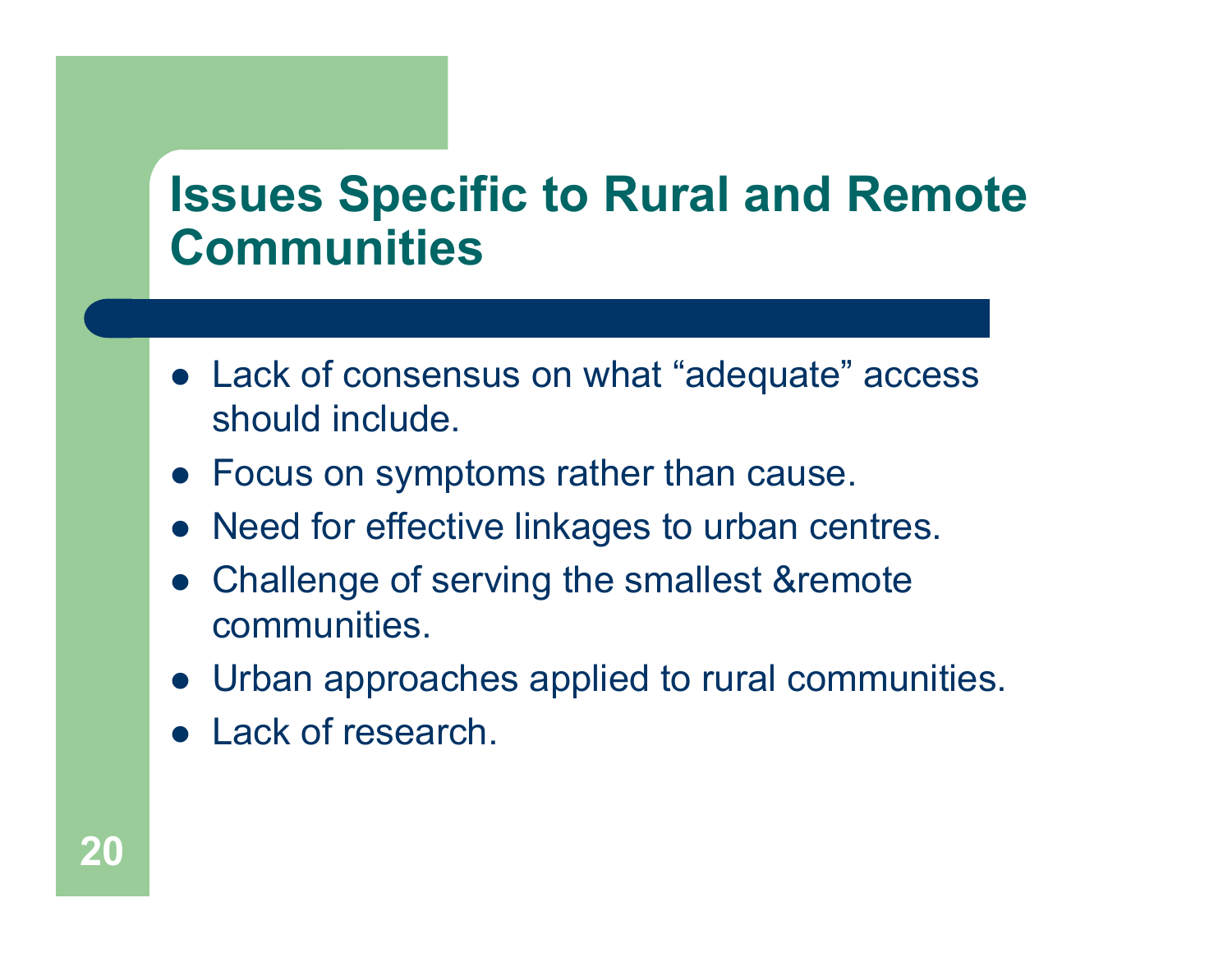# Issues Specific to Rural and Remote Communities

- Lack of consensus on what “adequate” access should include.
- Focus on symptoms rather than cause.
- Need for effective linkages to urban centres.
- Challenge of serving the smallest &remote communities.
- Urban approaches applied to rural communities.
- Lack of research.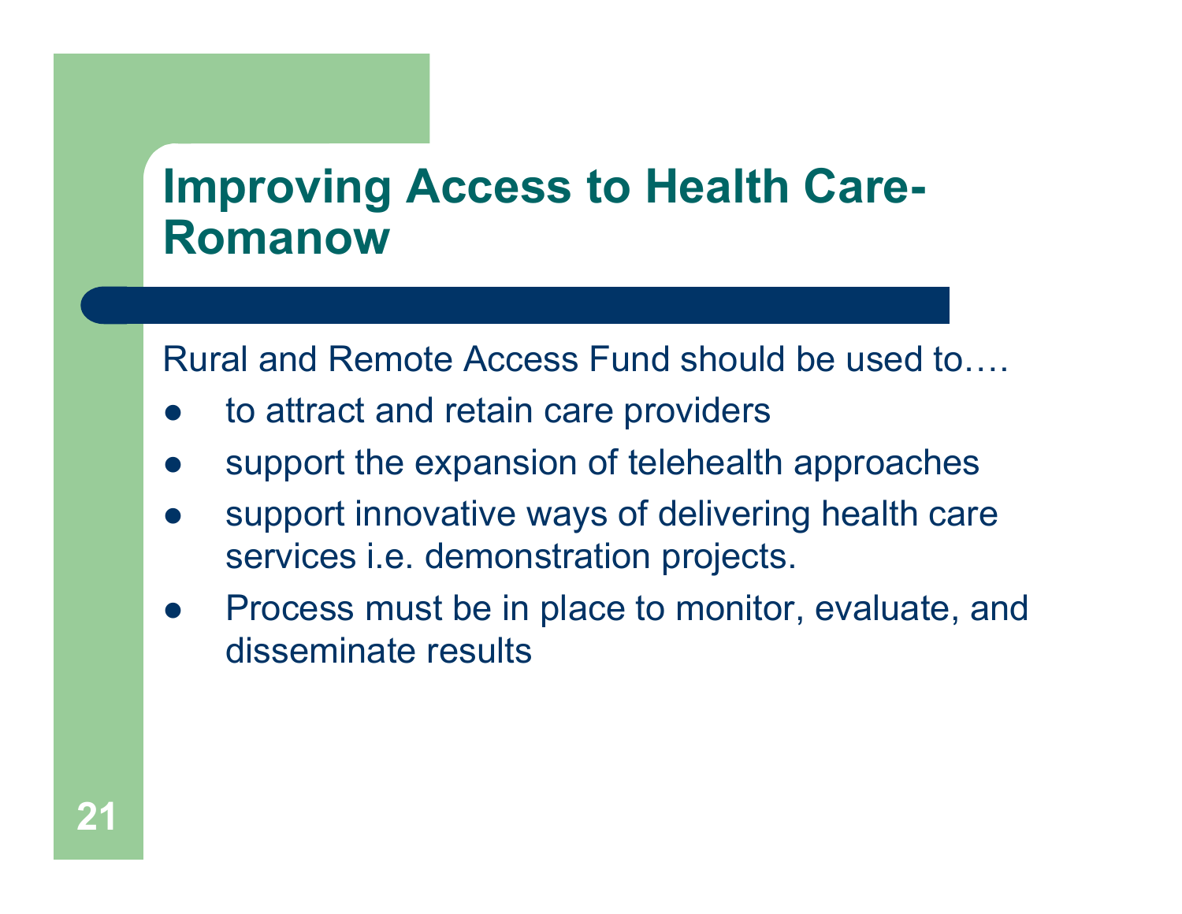# Improving Access to Health Care-Romanow

Rural and Remote Access Fund should be used to….

- to attract and retain care providers
- support the expansion of telehealth approaches
- support innovative ways of delivering health care services i.e. demonstration projects.
- Process must be in place to monitor, evaluate, and disseminate results